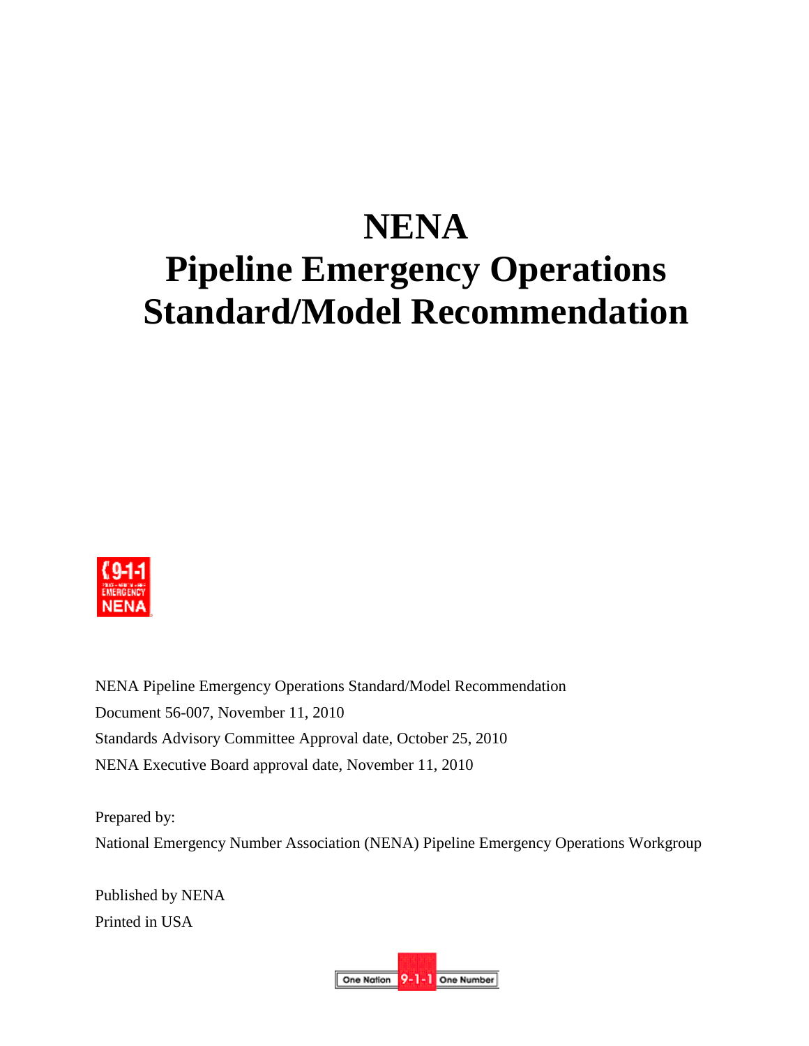# NENA
# Pipeline Emergency Operations Standard/Model Recommendation

NENA Pipeline Emergency Operations Standard/Model Recommendation

Document 56-007, November 11, 2010

Standards Advisory Committee Approval date, October 25, 2010

NENA Executive Board approval date, November 11, 2010

Prepared by:

National Emergency Number Association (NENA) Pipeline Emergency Operations Workgroup

Published by NENA

Printed in USA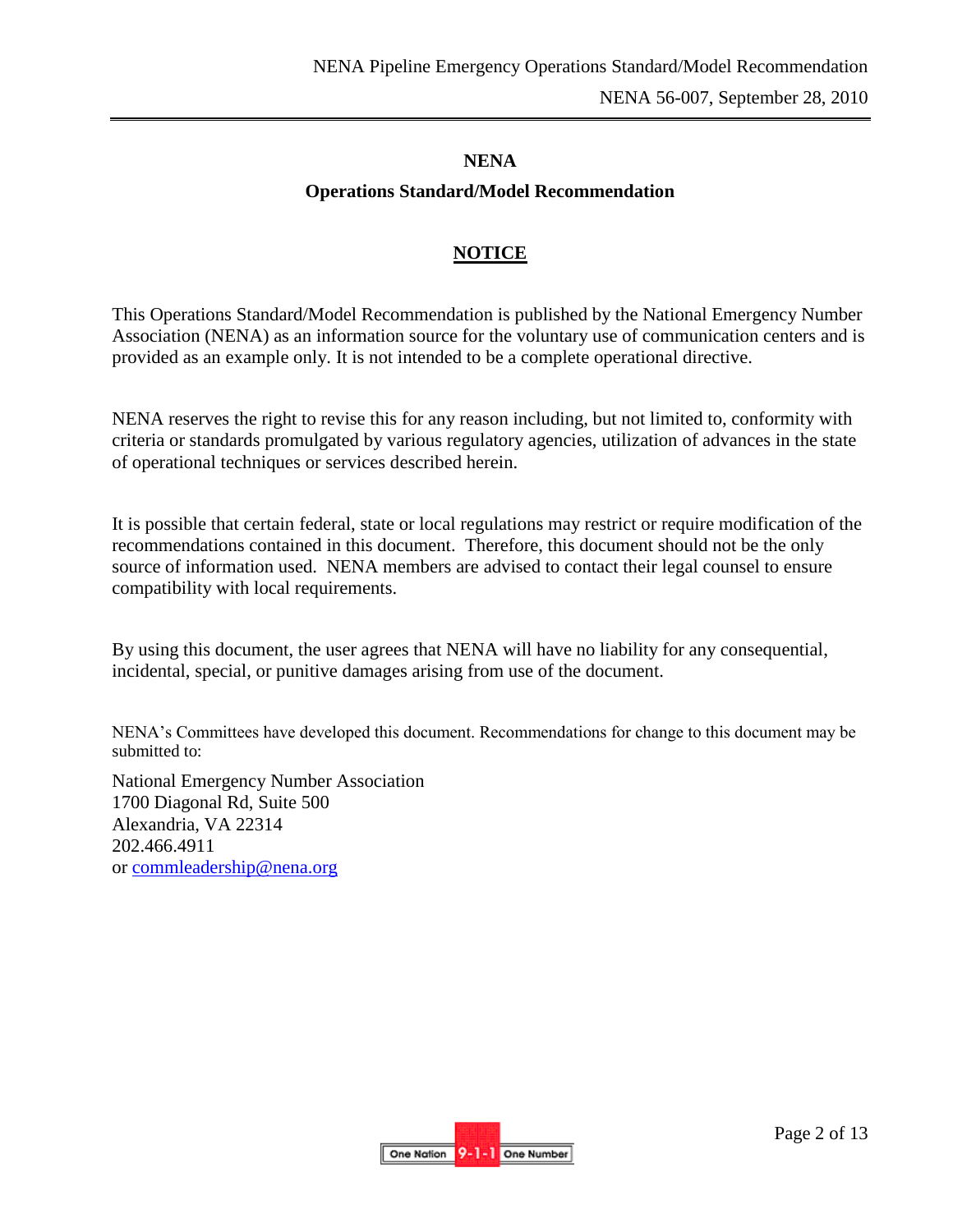# NENA

## Operations Standard/Model Recommendation

### NOTICE

This Operations Standard/Model Recommendation is published by the National Emergency Number Association (NENA) as an information source for the voluntary use of communication centers and is provided as an example only. It is not intended to be a complete operational directive.

NENA reserves the right to revise this for any reason including, but not limited to, conformity with criteria or standards promulgated by various regulatory agencies, utilization of advances in the state of operational techniques or services described herein.

It is possible that certain federal, state or local regulations may restrict or require modification of the recommendations contained in this document. Therefore, this document should not be the only source of information used. NENA members are advised to contact their legal counsel to ensure compatibility with local requirements.

By using this document, the user agrees that NENA will have no liability for any consequential, incidental, special, or punitive damages arising from use of the document.

NENA's Committees have developed this document. Recommendations for change to this document may be submitted to:

National Emergency Number Association
1700 Diagonal Rd, Suite 500
Alexandria, VA 22314
202.466.4911
or commleadership@nena.org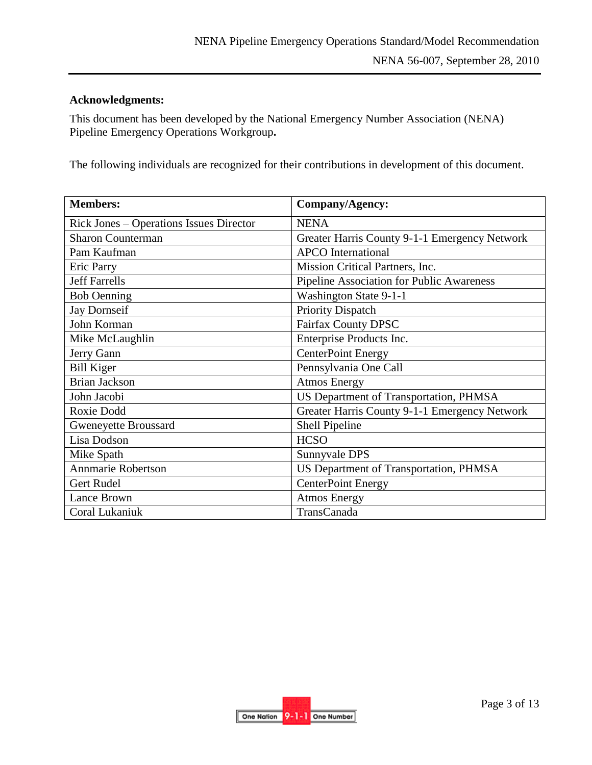**Acknowledgments:**

This document has been developed by the National Emergency Number Association (NENA) Pipeline Emergency Operations Workgroup**.**

The following individuals are recognized for their contributions in development of this document.

| **Members:** | **Company/Agency:** |
|---|---|
| Rick Jones – Operations Issues Director | NENA |
| Sharon Counterman | Greater Harris County 9-1-1 Emergency Network |
| Pam Kaufman | APCO International |
| Eric Parry | Mission Critical Partners, Inc. |
| Jeff Farrells | Pipeline Association for Public Awareness |
| Bob Oenning | Washington State 9-1-1 |
| Jay Dornseif | Priority Dispatch |
| John Korman | Fairfax County DPSC |
| Mike McLaughlin | Enterprise Products Inc. |
| Jerry Gann | CenterPoint Energy |
| Bill Kiger | Pennsylvania One Call |
| Brian Jackson | Atmos Energy |
| John Jacobi | US Department of Transportation, PHMSA |
| Roxie Dodd | Greater Harris County 9-1-1 Emergency Network |
| Gweneyette Broussard | Shell Pipeline |
| Lisa Dodson | HCSO |
| Mike Spath | Sunnyvale DPS |
| Annmarie Robertson | US Department of Transportation, PHMSA |
| Gert Rudel | CenterPoint Energy |
| Lance Brown | Atmos Energy |
| Coral Lukaniuk | TransCanada |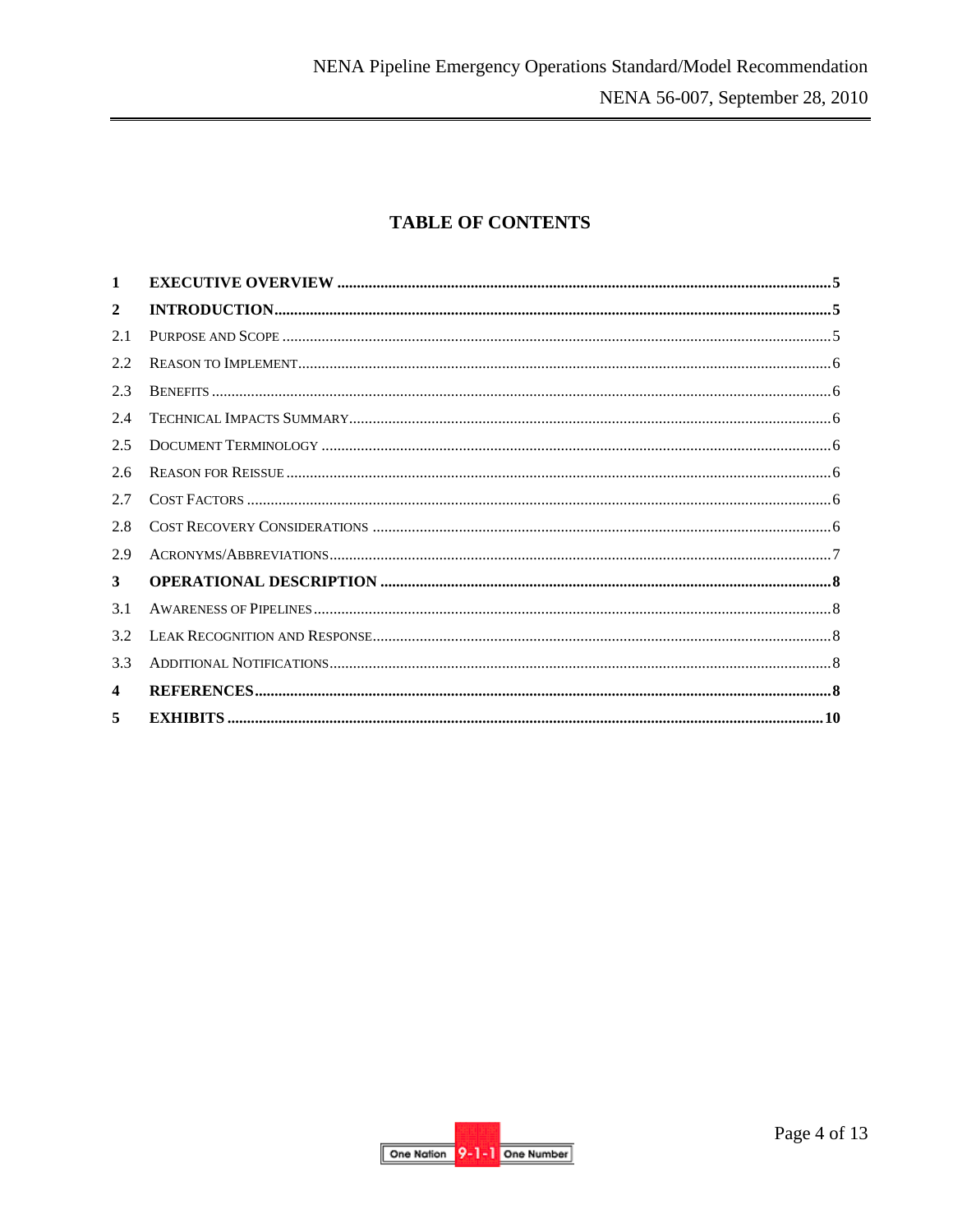# TABLE OF CONTENTS

| | | |
|---|---|---|
| **1** | **EXECUTIVE OVERVIEW** | **5** |
| **2** | **INTRODUCTION** | **5** |
| 2.1 | PURPOSE AND SCOPE | 5 |
| 2.2 | REASON TO IMPLEMENT | 6 |
| 2.3 | BENEFITS | 6 |
| 2.4 | TECHNICAL IMPACTS SUMMARY | 6 |
| 2.5 | DOCUMENT TERMINOLOGY | 6 |
| 2.6 | REASON FOR REISSUE | 6 |
| 2.7 | COST FACTORS | 6 |
| 2.8 | COST RECOVERY CONSIDERATIONS | 6 |
| 2.9 | ACRONYMS/ABBREVIATIONS | 7 |
| **3** | **OPERATIONAL DESCRIPTION** | **8** |
| 3.1 | AWARENESS OF PIPELINES | 8 |
| 3.2 | LEAK RECOGNITION AND RESPONSE | 8 |
| 3.3 | ADDITIONAL NOTIFICATIONS | 8 |
| **4** | **REFERENCES** | **8** |
| **5** | **EXHIBITS** | **10** |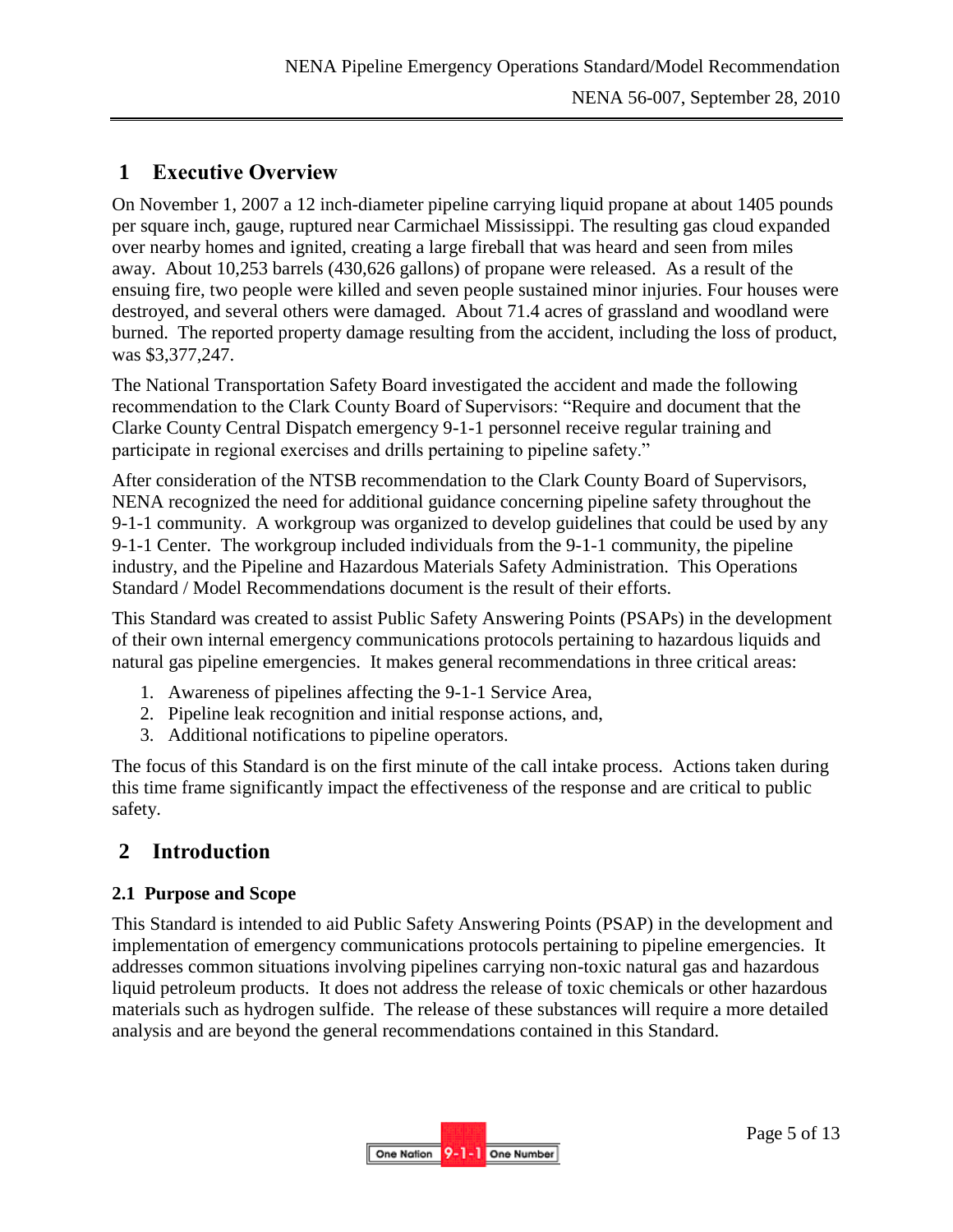# 1 Executive Overview

On November 1, 2007 a 12 inch-diameter pipeline carrying liquid propane at about 1405 pounds per square inch, gauge, ruptured near Carmichael Mississippi. The resulting gas cloud expanded over nearby homes and ignited, creating a large fireball that was heard and seen from miles away. About 10,253 barrels (430,626 gallons) of propane were released. As a result of the ensuing fire, two people were killed and seven people sustained minor injuries. Four houses were destroyed, and several others were damaged. About 71.4 acres of grassland and woodland were burned. The reported property damage resulting from the accident, including the loss of product, was $3,377,247.

The National Transportation Safety Board investigated the accident and made the following recommendation to the Clark County Board of Supervisors: "Require and document that the Clarke County Central Dispatch emergency 9-1-1 personnel receive regular training and participate in regional exercises and drills pertaining to pipeline safety."

After consideration of the NTSB recommendation to the Clark County Board of Supervisors, NENA recognized the need for additional guidance concerning pipeline safety throughout the 9-1-1 community. A workgroup was organized to develop guidelines that could be used by any 9-1-1 Center. The workgroup included individuals from the 9-1-1 community, the pipeline industry, and the Pipeline and Hazardous Materials Safety Administration. This Operations Standard / Model Recommendations document is the result of their efforts.

This Standard was created to assist Public Safety Answering Points (PSAPs) in the development of their own internal emergency communications protocols pertaining to hazardous liquids and natural gas pipeline emergencies. It makes general recommendations in three critical areas:

1. Awareness of pipelines affecting the 9-1-1 Service Area,
2. Pipeline leak recognition and initial response actions, and,
3. Additional notifications to pipeline operators.

The focus of this Standard is on the first minute of the call intake process. Actions taken during this time frame significantly impact the effectiveness of the response and are critical to public safety.

# 2 Introduction

## 2.1 Purpose and Scope

This Standard is intended to aid Public Safety Answering Points (PSAP) in the development and implementation of emergency communications protocols pertaining to pipeline emergencies. It addresses common situations involving pipelines carrying non-toxic natural gas and hazardous liquid petroleum products. It does not address the release of toxic chemicals or other hazardous materials such as hydrogen sulfide. The release of these substances will require a more detailed analysis and are beyond the general recommendations contained in this Standard.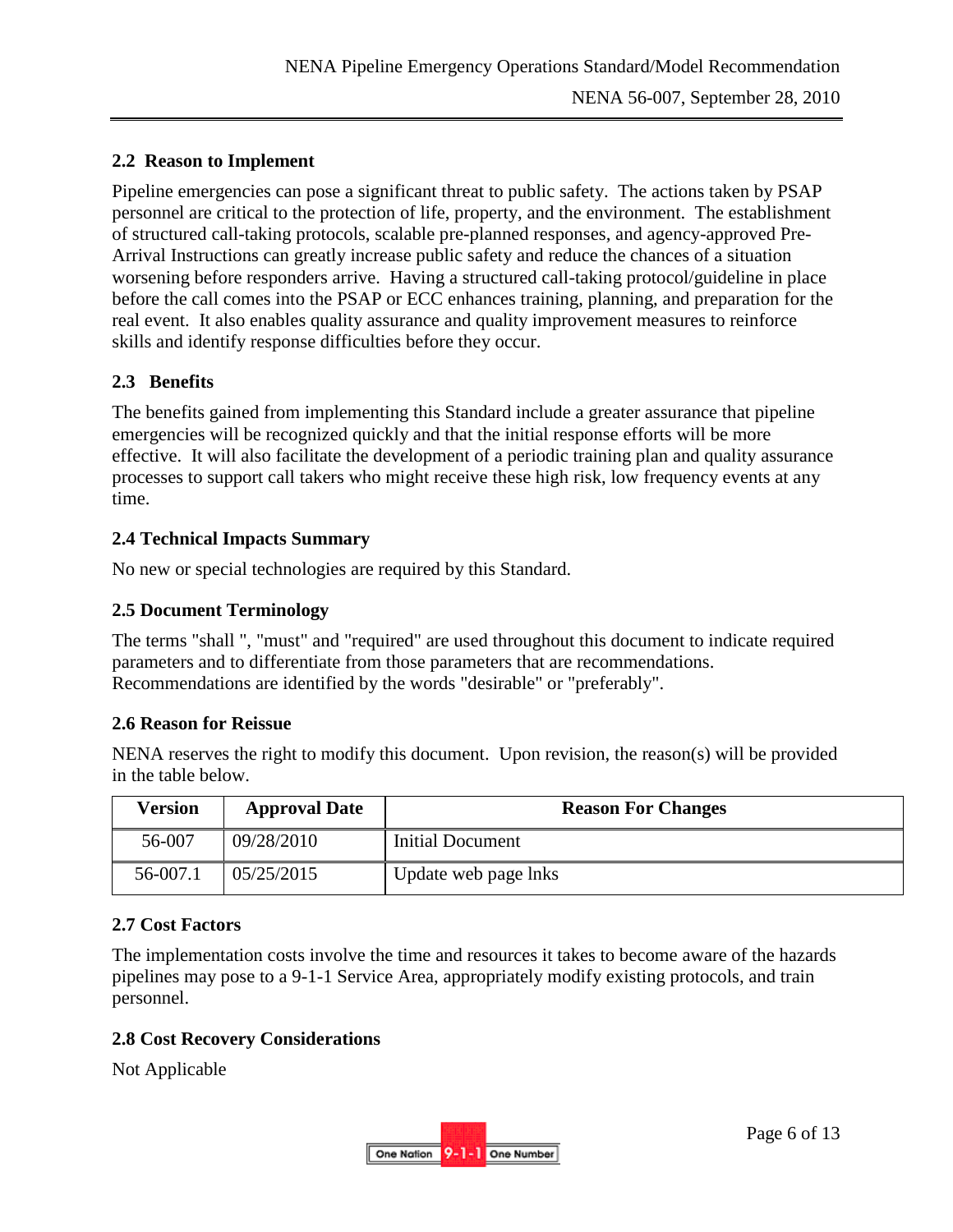## 2.2 Reason to Implement

Pipeline emergencies can pose a significant threat to public safety. The actions taken by PSAP personnel are critical to the protection of life, property, and the environment. The establishment of structured call-taking protocols, scalable pre-planned responses, and agency-approved Pre-Arrival Instructions can greatly increase public safety and reduce the chances of a situation worsening before responders arrive. Having a structured call-taking protocol/guideline in place before the call comes into the PSAP or ECC enhances training, planning, and preparation for the real event. It also enables quality assurance and quality improvement measures to reinforce skills and identify response difficulties before they occur.

## 2.3 Benefits

The benefits gained from implementing this Standard include a greater assurance that pipeline emergencies will be recognized quickly and that the initial response efforts will be more effective. It will also facilitate the development of a periodic training plan and quality assurance processes to support call takers who might receive these high risk, low frequency events at any time.

## 2.4 Technical Impacts Summary

No new or special technologies are required by this Standard.

## 2.5 Document Terminology

The terms "shall ", "must" and "required" are used throughout this document to indicate required parameters and to differentiate from those parameters that are recommendations. Recommendations are identified by the words "desirable" or "preferably".

## 2.6 Reason for Reissue

NENA reserves the right to modify this document. Upon revision, the reason(s) will be provided in the table below.

| Version | Approval Date | Reason For Changes |
|---|---|---|
| 56-007 | 09/28/2010 | Initial Document |
| 56-007.1 | 05/25/2015 | Update web page lnks |

## 2.7 Cost Factors

The implementation costs involve the time and resources it takes to become aware of the hazards pipelines may pose to a 9-1-1 Service Area, appropriately modify existing protocols, and train personnel.

## 2.8 Cost Recovery Considerations

Not Applicable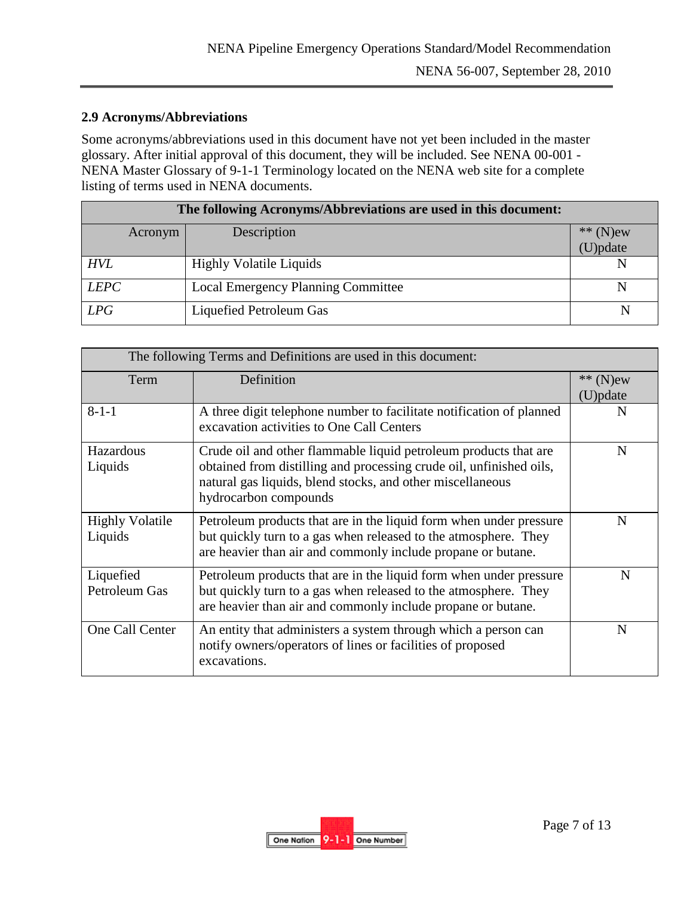## 2.9 Acronyms/Abbreviations

Some acronyms/abbreviations used in this document have not yet been included in the master glossary. After initial approval of this document, they will be included. See NENA 00-001 - NENA Master Glossary of 9-1-1 Terminology located on the NENA web site for a complete listing of terms used in NENA documents.

| **The following Acronyms/Abbreviations are used in this document:** | | |
|---|---|---|
| Acronym | Description | ** (N)ew (U)pdate |
| *HVL* | Highly Volatile Liquids | N |
| *LEPC* | Local Emergency Planning Committee | N |
| *LPG* | Liquefied Petroleum Gas | N |

| The following Terms and Definitions are used in this document: | | |
|---|---|---|
| Term | Definition | ** (N)ew (U)pdate |
| 8-1-1 | A three digit telephone number to facilitate notification of planned excavation activities to One Call Centers | N |
| Hazardous Liquids | Crude oil and other flammable liquid petroleum products that are obtained from distilling and processing crude oil, unfinished oils, natural gas liquids, blend stocks, and other miscellaneous hydrocarbon compounds | N |
| Highly Volatile Liquids | Petroleum products that are in the liquid form when under pressure but quickly turn to a gas when released to the atmosphere. They are heavier than air and commonly include propane or butane. | N |
| Liquefied Petroleum Gas | Petroleum products that are in the liquid form when under pressure but quickly turn to a gas when released to the atmosphere. They are heavier than air and commonly include propane or butane. | N |
| One Call Center | An entity that administers a system through which a person can notify owners/operators of lines or facilities of proposed excavations. | N |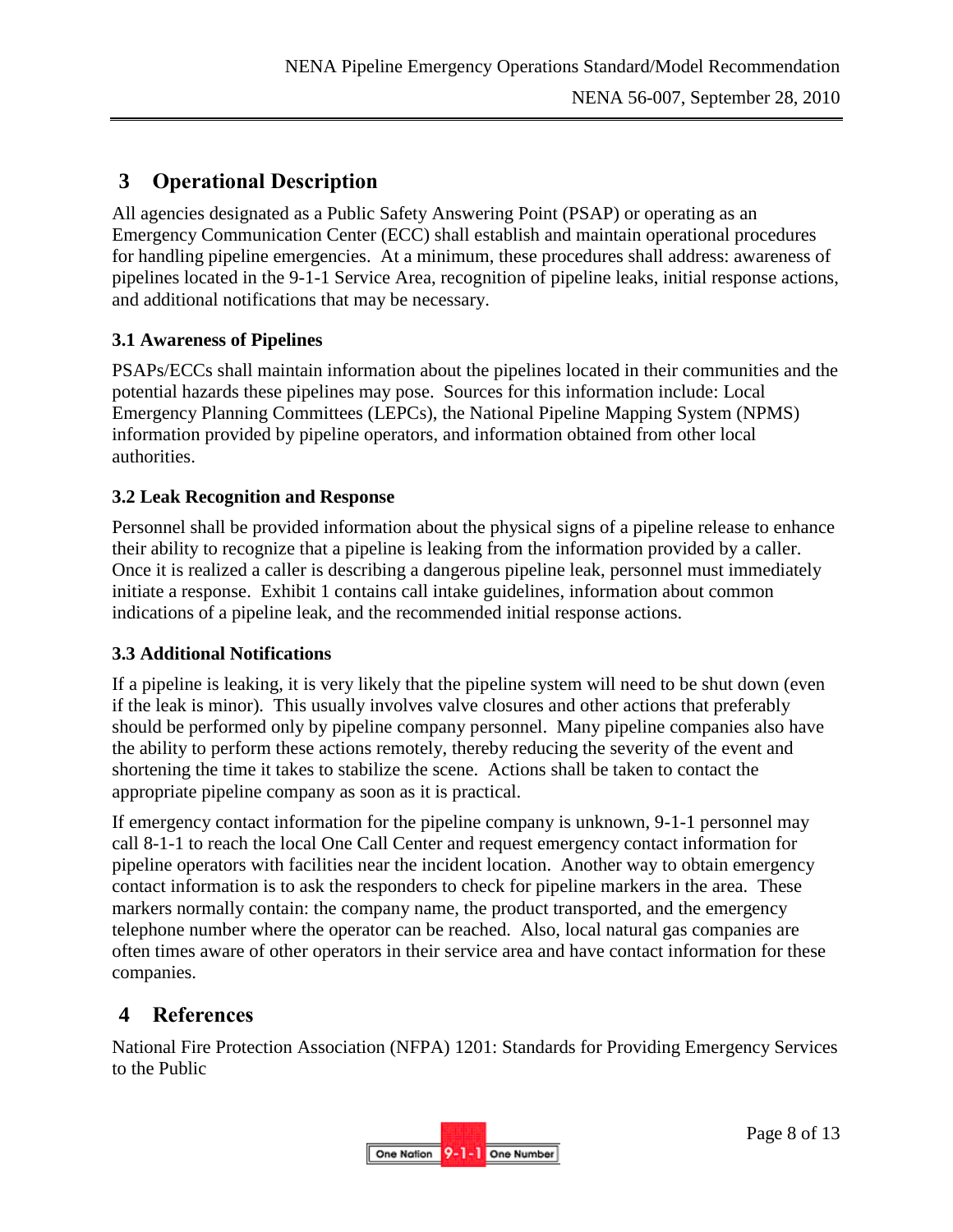# 3 Operational Description

All agencies designated as a Public Safety Answering Point (PSAP) or operating as an Emergency Communication Center (ECC) shall establish and maintain operational procedures for handling pipeline emergencies. At a minimum, these procedures shall address: awareness of pipelines located in the 9-1-1 Service Area, recognition of pipeline leaks, initial response actions, and additional notifications that may be necessary.

### 3.1 Awareness of Pipelines

PSAPs/ECCs shall maintain information about the pipelines located in their communities and the potential hazards these pipelines may pose. Sources for this information include: Local Emergency Planning Committees (LEPCs), the National Pipeline Mapping System (NPMS) information provided by pipeline operators, and information obtained from other local authorities.

### 3.2 Leak Recognition and Response

Personnel shall be provided information about the physical signs of a pipeline release to enhance their ability to recognize that a pipeline is leaking from the information provided by a caller. Once it is realized a caller is describing a dangerous pipeline leak, personnel must immediately initiate a response. Exhibit 1 contains call intake guidelines, information about common indications of a pipeline leak, and the recommended initial response actions.

### 3.3 Additional Notifications

If a pipeline is leaking, it is very likely that the pipeline system will need to be shut down (even if the leak is minor). This usually involves valve closures and other actions that preferably should be performed only by pipeline company personnel. Many pipeline companies also have the ability to perform these actions remotely, thereby reducing the severity of the event and shortening the time it takes to stabilize the scene. Actions shall be taken to contact the appropriate pipeline company as soon as it is practical.

If emergency contact information for the pipeline company is unknown, 9-1-1 personnel may call 8-1-1 to reach the local One Call Center and request emergency contact information for pipeline operators with facilities near the incident location. Another way to obtain emergency contact information is to ask the responders to check for pipeline markers in the area. These markers normally contain: the company name, the product transported, and the emergency telephone number where the operator can be reached. Also, local natural gas companies are often times aware of other operators in their service area and have contact information for these companies.

# 4 References

National Fire Protection Association (NFPA) 1201: Standards for Providing Emergency Services to the Public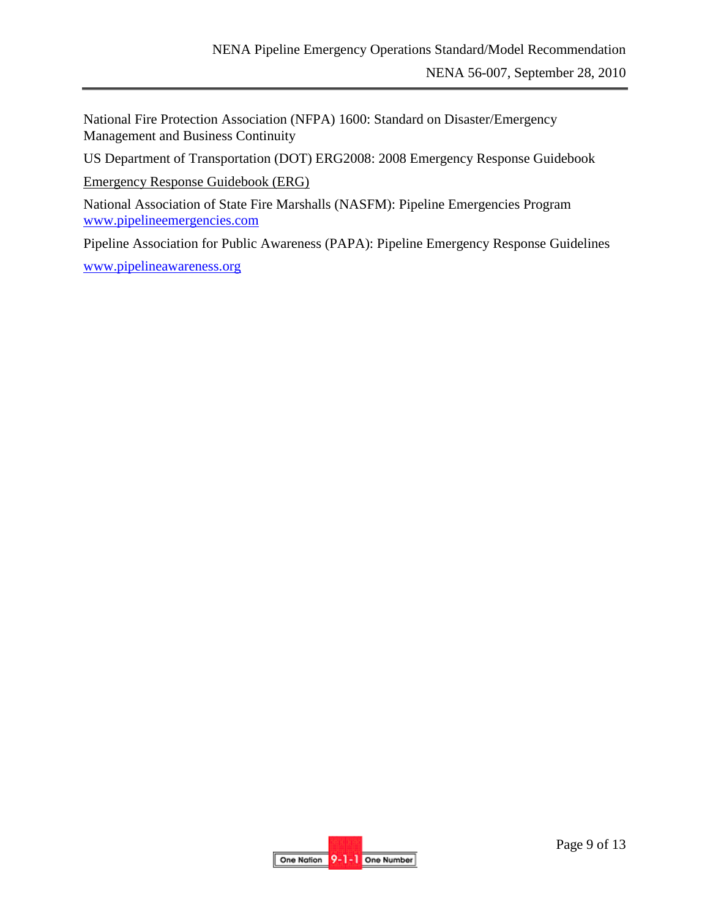National Fire Protection Association (NFPA) 1600: Standard on Disaster/Emergency Management and Business Continuity

US Department of Transportation (DOT) ERG2008: 2008 Emergency Response Guidebook

Emergency Response Guidebook (ERG)

National Association of State Fire Marshalls (NASFM): Pipeline Emergencies Program
www.pipelineemergencies.com

Pipeline Association for Public Awareness (PAPA): Pipeline Emergency Response Guidelines

www.pipelineawareness.org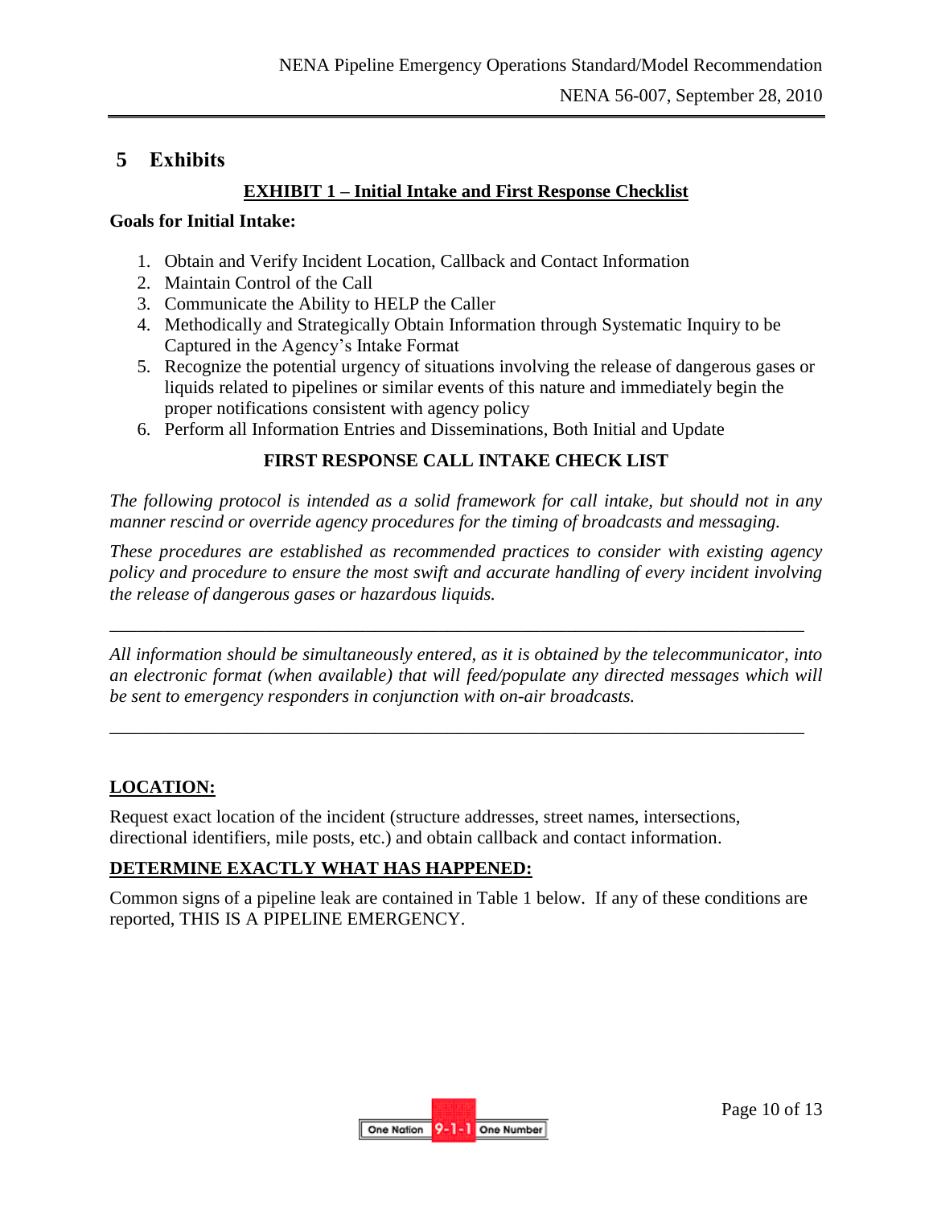## 5 Exhibits

**EXHIBIT 1 – Initial Intake and First Response Checklist**

**Goals for Initial Intake:**

1. Obtain and Verify Incident Location, Callback and Contact Information
2. Maintain Control of the Call
3. Communicate the Ability to HELP the Caller
4. Methodically and Strategically Obtain Information through Systematic Inquiry to be Captured in the Agency's Intake Format
5. Recognize the potential urgency of situations involving the release of dangerous gases or liquids related to pipelines or similar events of this nature and immediately begin the proper notifications consistent with agency policy
6. Perform all Information Entries and Disseminations, Both Initial and Update

**FIRST RESPONSE CALL INTAKE CHECK LIST**

*The following protocol is intended as a solid framework for call intake, but should not in any manner rescind or override agency procedures for the timing of broadcasts and messaging.*

*These procedures are established as recommended practices to consider with existing agency policy and procedure to ensure the most swift and accurate handling of every incident involving the release of dangerous gases or hazardous liquids.*

---

*All information should be simultaneously entered, as it is obtained by the telecommunicator, into an electronic format (when available) that will feed/populate any directed messages which will be sent to emergency responders in conjunction with on-air broadcasts.*

---

**LOCATION:**

Request exact location of the incident (structure addresses, street names, intersections, directional identifiers, mile posts, etc.) and obtain callback and contact information.

**DETERMINE EXACTLY WHAT HAS HAPPENED:**

Common signs of a pipeline leak are contained in Table 1 below. If any of these conditions are reported, THIS IS A PIPELINE EMERGENCY.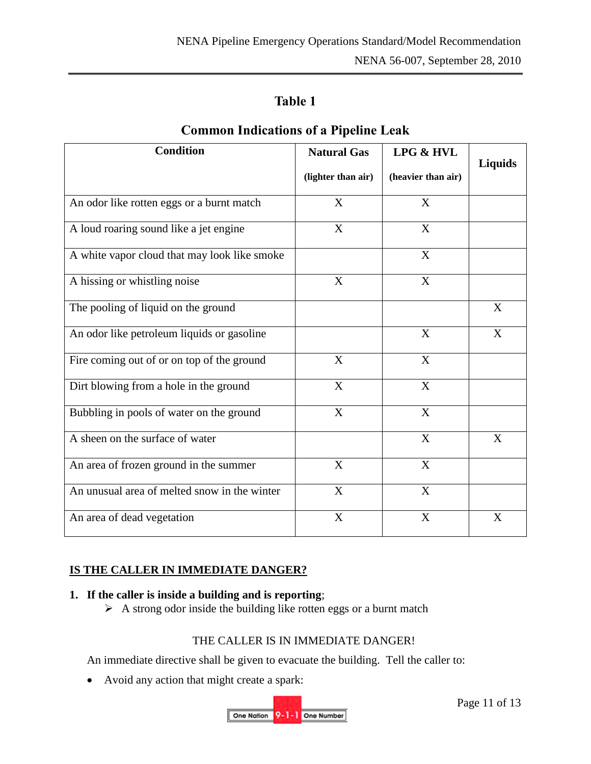## Table 1

### Common Indications of a Pipeline Leak

| Condition | Natural Gas (lighter than air) | LPG & HVL (heavier than air) | Liquids |
|---|---|---|---|
| An odor like rotten eggs or a burnt match | X | X | |
| A loud roaring sound like a jet engine | X | X | |
| A white vapor cloud that may look like smoke | | X | |
| A hissing or whistling noise | X | X | |
| The pooling of liquid on the ground | | | X |
| An odor like petroleum liquids or gasoline | | X | X |
| Fire coming out of or on top of the ground | X | X | |
| Dirt blowing from a hole in the ground | X | X | |
| Bubbling in pools of water on the ground | X | X | |
| A sheen on the surface of water | | X | X |
| An area of frozen ground in the summer | X | X | |
| An unusual area of melted snow in the winter | X | X | |
| An area of dead vegetation | X | X | X |

**IS THE CALLER IN IMMEDIATE DANGER?**

1. **If the caller is inside a building and is reporting**;
   - A strong odor inside the building like rotten eggs or a burnt match

THE CALLER IS IN IMMEDIATE DANGER!

An immediate directive shall be given to evacuate the building. Tell the caller to:

- Avoid any action that might create a spark: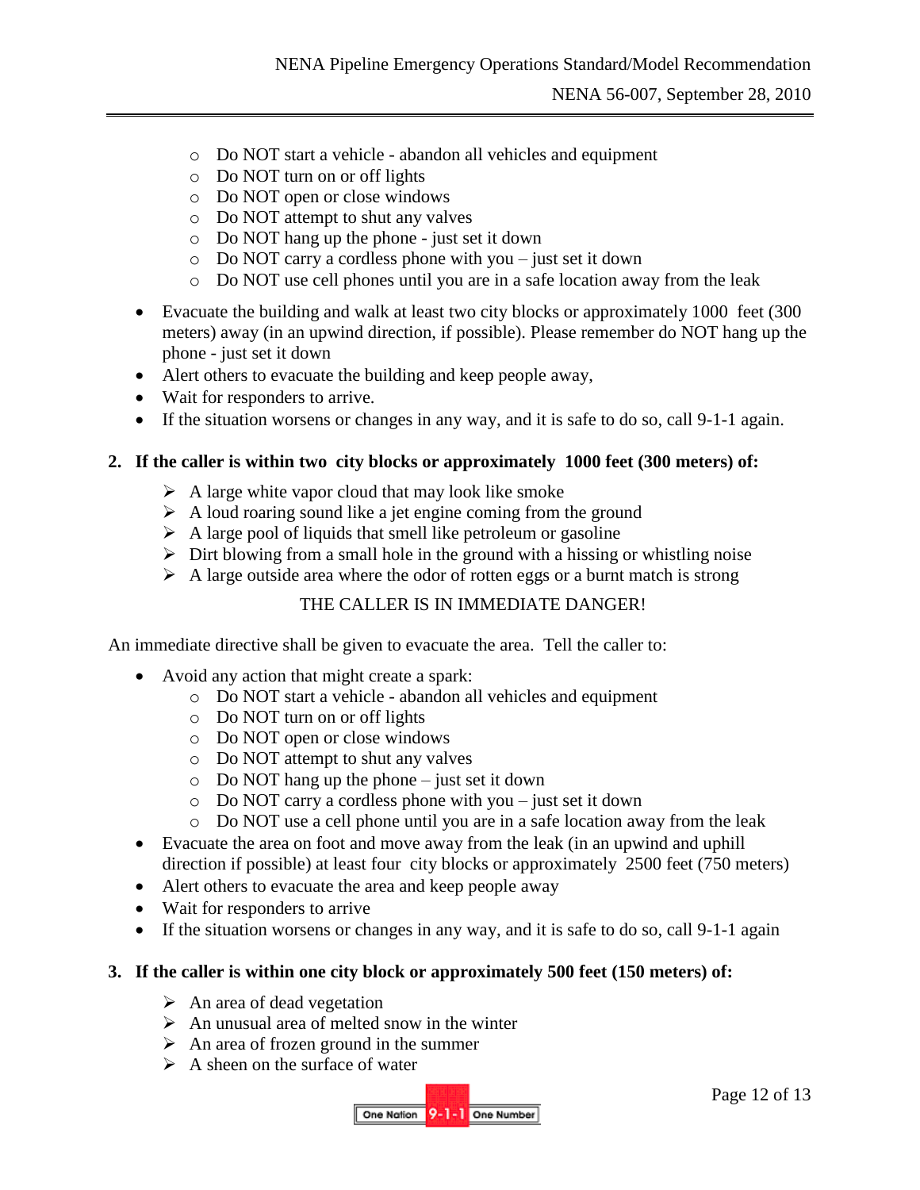- Do NOT start a vehicle - abandon all vehicles and equipment
    - Do NOT turn on or off lights
    - Do NOT open or close windows
    - Do NOT attempt to shut any valves
    - Do NOT hang up the phone - just set it down
    - Do NOT carry a cordless phone with you – just set it down
    - Do NOT use cell phones until you are in a safe location away from the leak

- Evacuate the building and walk at least two city blocks or approximately 1000 feet (300 meters) away (in an upwind direction, if possible). Please remember do NOT hang up the phone - just set it down
- Alert others to evacuate the building and keep people away,
- Wait for responders to arrive.
- If the situation worsens or changes in any way, and it is safe to do so, call 9-1-1 again.

**2. If the caller is within two city blocks or approximately 1000 feet (300 meters) of:**

- A large white vapor cloud that may look like smoke
- A loud roaring sound like a jet engine coming from the ground
- A large pool of liquids that smell like petroleum or gasoline
- Dirt blowing from a small hole in the ground with a hissing or whistling noise
- A large outside area where the odor of rotten eggs or a burnt match is strong

THE CALLER IS IN IMMEDIATE DANGER!

An immediate directive shall be given to evacuate the area. Tell the caller to:

- Avoid any action that might create a spark:
    - Do NOT start a vehicle - abandon all vehicles and equipment
    - Do NOT turn on or off lights
    - Do NOT open or close windows
    - Do NOT attempt to shut any valves
    - Do NOT hang up the phone – just set it down
    - Do NOT carry a cordless phone with you – just set it down
    - Do NOT use a cell phone until you are in a safe location away from the leak
- Evacuate the area on foot and move away from the leak (in an upwind and uphill direction if possible) at least four city blocks or approximately 2500 feet (750 meters)
- Alert others to evacuate the area and keep people away
- Wait for responders to arrive
- If the situation worsens or changes in any way, and it is safe to do so, call 9-1-1 again

**3. If the caller is within one city block or approximately 500 feet (150 meters) of:**

- An area of dead vegetation
- An unusual area of melted snow in the winter
- An area of frozen ground in the summer
- A sheen on the surface of water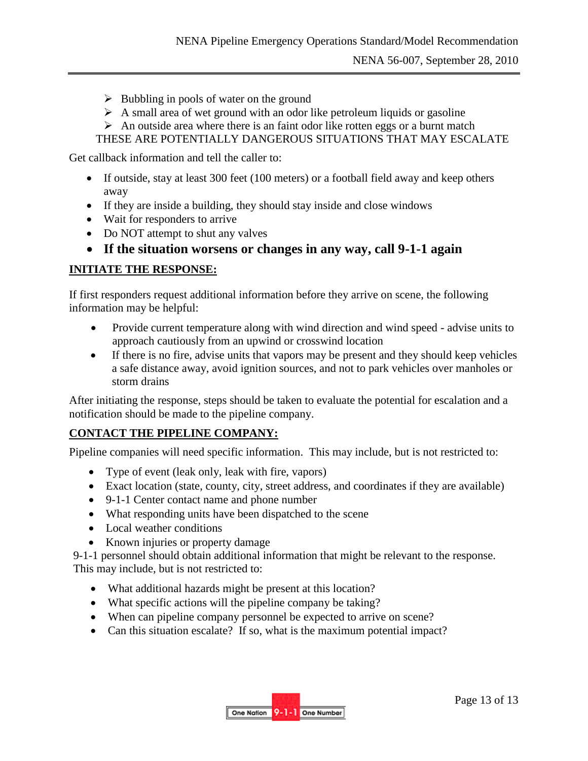- Bubbling in pools of water on the ground
- A small area of wet ground with an odor like petroleum liquids or gasoline
- An outside area where there is an faint odor like rotten eggs or a burnt match

THESE ARE POTENTIALLY DANGEROUS SITUATIONS THAT MAY ESCALATE

Get callback information and tell the caller to:

- If outside, stay at least 300 feet (100 meters) or a football field away and keep others away
- If they are inside a building, they should stay inside and close windows
- Wait for responders to arrive
- Do NOT attempt to shut any valves
- **If the situation worsens or changes in any way, call 9-1-1 again**

**INITIATE THE RESPONSE:**

If first responders request additional information before they arrive on scene, the following information may be helpful:

- Provide current temperature along with wind direction and wind speed - advise units to approach cautiously from an upwind or crosswind location
- If there is no fire, advise units that vapors may be present and they should keep vehicles a safe distance away, avoid ignition sources, and not to park vehicles over manholes or storm drains

After initiating the response, steps should be taken to evaluate the potential for escalation and a notification should be made to the pipeline company.

**CONTACT THE PIPELINE COMPANY:**

Pipeline companies will need specific information. This may include, but is not restricted to:

- Type of event (leak only, leak with fire, vapors)
- Exact location (state, county, city, street address, and coordinates if they are available)
- 9-1-1 Center contact name and phone number
- What responding units have been dispatched to the scene
- Local weather conditions
- Known injuries or property damage

9-1-1 personnel should obtain additional information that might be relevant to the response. This may include, but is not restricted to:

- What additional hazards might be present at this location?
- What specific actions will the pipeline company be taking?
- When can pipeline company personnel be expected to arrive on scene?
- Can this situation escalate? If so, what is the maximum potential impact?